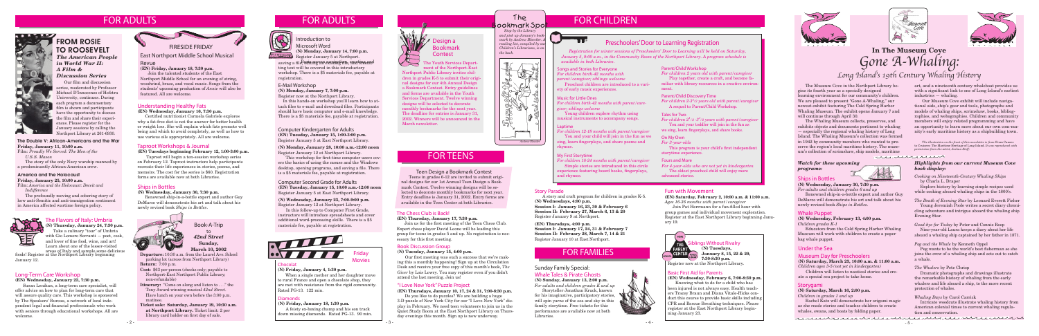# FOR ADULTS

## FROM ROSIE TO ROOSEVELT

### *The American People in World War II: A Film & Discussion Series*

Our film and discussion series, moderated by Professor Michael D'Innocenzo of Hofstra University, continues. During each program a documentary film is shown and participants have the opportunity to discuss the film and share their experiences. Please register for the January sessions by calling the Northport Library at 261-6930.

**The Double V: African-Americans and the War**
**Friday, January 11, 10:00 a.m.**
Film: *Proudly We Served: The Men of the U.S.S. Mason*
The story of the only Navy warship manned by a predominantly African-American crew.

**America and the Holocaust**
**Friday, January 25, 10:00 a.m.**
Film: *America and the Holocaust: Deceit and Indifference*
The profoundly moving and sobering story of how anti-Semitic and anti-immigration sentiment in America affected wartime foreign policy.

## The Flavors of Italy: Umbria

**(N) Thursday, January 24, 7:30 p.m.**
Take a culinary "tour" of Umbria with Gio Lemoro Serranti — poet, cook, and lover of fine food, wine, and art! Learn about one of the lesser-visited areas of Italy and sample some delicious foods! Register at the Northport Library beginning January 12.

## Long-Term Care Workshop

**(EN) Wednesday, January 23, 7:30 p.m.**
Susan Lenihan, a long-term care specialist, will offer advice on how to plan for long-term care that will assure quality care. This workshop is sponsored by The Speakers' Bureau, a network of local independent legal and financial professionals who work with seniors through educational workshops. All are welcome.

## FIRESIDE FRIDAY

### East Northport Middle School Musical Revue

**(EN) Friday, January 18, 7:30 p.m.**
Join the talented students of the East Northport Middle School for an evening of string, woodwind, brass, and vocal music. Songs from the students' upcoming production of *Annie* will also be featured. All are welcome.

## Understanding Healthy Fats

**(EN) Wednesday, January 16, 7:30 p.m.**
Certified nutritionist Carmela Gabriele explores why a fat-free diet is not the answer for better health or weight loss. She will explain which fats promote well being and which to avoid completely, as well as how to use various oils appropriately. All are welcome.

## Tapout Workshops & Journal

**(EN) Tuesdays beginning February 12, 1:00-3:00 p.m.**
Tapout will begin a ten-session workshop series on February 12. Tapout instructors help participants recreate their life experiences in stories, poems, and memoirs. The cost for the series is $60. Registration forms are available now at both Libraries.

## Ships in Bottles

**(N) Wednesday, January 30, 7:30 p.m.**
Renowned ship-in-a-bottle expert and author Guy DeMarco will demonstrate his art and talk about his newly revised book *Ships in Bottles*.

## Book-A-Trip to *42nd Street*

**Sunday, March 10, 2002**

**Departure:** 10:30 a.m. from the Laurel Ave. School parking lot (across from Northport Library)

**Return:** 7:00 p.m.

**Cost:** $63 per person (checks only; payable to Northport-East Northport Public Library; non-refundable)

**Itinerary:** "Come on along and listen to . . ." the Tony-Award-winning musical *42nd Street*. Have lunch on your own before the 3:00 p.m. matinee.

**Ticket sale: Saturday, January 19, 10:30 a.m. at Northport Library.** Ticket limit: 2 per library card holder on first day of sale.

## Introduction to Microsoft Word

**(N) Monday, January 14, 7:00 p.m.**
Register January 5 at Northport.
Learn screen navigation, creating and saving a file, and basic editing and formatting text will be covered in this introductory workshop. There is a $5 materials fee, payable at registration.

## E-Mail Workshop

**(N) Monday, January 7, 7:00 p.m.**
Register now at the Northport Library.
In this hands-on workshop you'll learn how to attach files to e-mail and download files. Participants should have basic computer and e-mail knowledge. There is a $5 materials fee, payable at registration.

## Computer Kindergarten for Adults

**(EN) Tuesday, January 15, 1:00-3:00 p.m.**
Register January 5 at East Northport Library.

**(N) Monday, January 28, 10:00 a.m.-12:00 noon**
Register January 12 at Northport Library.

This workshop for first-time computer users covers the basics of using the mouse and the Windows desktop, opening programs, and saving a file. There is a $5 materials fee, payable at registration.

## Computer Second Grade for Adults

**(EN) Tuesday, January 15, 10:00 a.m.-12:00 noon**
Register January 5 at East Northport Library.

**(N) Wednesday, January 23, 7:00-9:00 p.m.**
Register January 12 at Northport Library.

In this follow-up to Computer First Grade, instructors will introduce spreadsheets and cover additional word-processing skills. There is a $5 materials fee, payable at registration.

## Friday Movies

### Chocolat

**(N) Friday, January 4, 1:30 p.m.**
When a single mother and her daughter move to rural France and open a chocolate shop, they are met with resistance from the rigid community. Rated PG-13. 122 min.

### Diamonds

**(N) Friday, January 18, 1:30 p.m.**
A feisty ex-boxing champ and his son track down missing diamonds. Rated PG-13. 90 min.

# FOR TEENS

## Teen Design a Bookmark Contest

Teens in grades 6-12 are invited to submit original designs for our 1st Annual Teen Design a Bookmark Contest. Twelve winning designs will be selected to decorate monthly bookmarks for next year. Entry deadline is January 31, 2002. Entry forms are available in the Teen Corner at both Libraries.

## The Chess Club is Back!

**(EN) Thursday, January 17, 7:30 p.m.**
Join us for the first meeting of the Teen Chess Club. Expert chess player David Leone will be leading this group for teens in grades 5 and up. No registration is necessary for this first meeting.

## Book Discussion Group

**(N) Tuesday, January 15, 4:00 p.m.**
Our first meeting was such a success that we're making this a monthly happening! Sign up at the Circulation Desk and receive your free copy of this month's book, *The Giver* by Lois Lowry. You may register even if you didn't attend the last meeting. Join us!

## "I Love New York" Puzzle Project

**(EN) Thursday, January 10, 17, 24 & 31, 7:00-8:30 p.m.**
Do you like to do puzzles? We are building a huge 3-D puzzle of New York City for our "I Love New York" display in February. We need teen volunteers to join us in the Quiet Study Room at the East Northport Library on Thursday evenings this month. Sign up is now underway.

# FOR CHILDREN

## Design a Bookmark Contest

The Youth Services Department of the Northport-East Northport Public Library invites children in grades K-5 to submit original designs for our 4th Annual Design a Bookmark Contest. Entry guidelines and forms are available in the Youth Services Department. Twelve winning designs will be selected to decorate monthly bookmarks for the next year. The deadline for entries is January 31, 2002. Winners will be announced in the March newsletter.

## The Bookmark Spot

*Stop by the Library and pick up January's bookmark by Andrea Rhoades. A reading list, compiled by our Children's Librarians, is on the back.*

Andrea Rhoades

## Preschoolers' Door to Learning Registration

*Registration for winter sessions of Preschoolers' Door to Learning will be held on Saturday, January 5, 9:00 a.m., in the Community Room of the Northport Library. A program schedule is available in both Libraries.*

### Songs and Stories for Everyone

*For children 2 years old with parent/caregiver; siblings welcome*
Preschool children are introduced to a variety of early music experiences.

### Music for Little Ones

*For children birth-42 months with parent/caregiver; siblings welcome*
Young children explore rhythm using musical instruments to accompany songs.

### Laptime

*For children 12-18 months with parent/caregiver*
You and your child will join in the fun as we sing, learn fingerplays, and share poems and rhymes.

### My First Storytime

*For children 18-24 months with parent/caregiver*
Simple stories are introduced in this circle experience featuring board books, fingerplays, and rhymes.

### Parent/Child Workshop

*For children 2 years old with parent/caregiver*
Play together, create a craft, and become familiar with library resources in a creative environment.

### Parent/Child Discovery Time

*For children 2-3½ years old with parent/caregiver*
A sequel to Parent/Child Workshop.

### Tales for Two

*For children 2½-3½ years with parent/caregiver*
You and your toddler will join in the fun as we sing, learn fingerplays, and share books.

### On My Own

*For 3-year-olds*
This program is your child's first independent storytime experience.

### Fours and More

*For 4-year-olds who are not yet in kindergarten*
The oldest preschool child will enjoy more advanced stories.

## Story Parade

A story and craft program for children in grades K-5.
**(N) Wednesdays, 4:00 p.m.**
**Session I: January 16, 23, 30 & February 6**
**Session II: February 27, March 6, 13 & 20**
Register January 9 at Northport.

**(EN) Thursdays, 4:00 p.m.**
**Session I: January 17, 24, 31 & February 7**
**Session II: February 28, March 7, 14 & 21**
Register January 10 at East Northport.

## Fun with Movement

**(EN) Saturday, February 2, 10:00 a.m. & 11:00 a.m.**
*Ages 16-36 months with parent/caregiver*
Join Pat Herrmann for a fun-filled hour with group games and individual movement exploration. Register at the East Northport Library beginning January 19.

# FOR FAMILIES

## Sunday Family Special: Whale Tales & Pirate Ghosts

**(N) Sunday, January 13, 2:00 p.m.**
*For adults and children grades K and up*
Storyteller Jonathan Kruk, known for his imaginative, participatory stories, will spin yarns of the sea and sky in this family storytime. Free tickets for this performance are available now at both Libraries.

## THE PARENT CENTER

### Siblings Without Rivalry

**(N) Tuesdays, January 8, 15, 22 & 29, 7:30-8:30 p.m.**
Register now at the Northport Library.

### Basic First Aid for Parents

**(EN) Wednesday, February 6, 7:00-8:30 p.m.**
Knowing what to do for a child who has been injured is not always easy. Health teachers Tracey Braun and Diana Vitale-Hicks conduct this course to provide basic skills including CPR and Rescue Breathing techniques. Please register at the East Northport Library beginning January 23.

# In The Museum Cove

## *Gone A-Whaling: Long Island's 19th Century Whaling History*

The Museum Cove in the Northport Library begins its fourth year as a specially designed learning environment for our community's children. We are pleased to present "Gone A-Whaling," our newest exhibit featuring The Cold Spring Harbor Whaling Museum. The exhibit opens January 7 and will continue through April 30.

The Whaling Museum collects, preserves, and exhibits objects and documents pertinent to whaling — especially the regional whaling history of Long Island. The Whaling Museum's collection was formed in 1942 by community members who wanted to preserve the region's local maritime history. The museum's collection of scrimshaw, ship models, maritime art, and a nineteenth century whaleboat provides us with a significant link to one of Long Island's earliest industries — whaling.

Our Museum Cove exhibit will include navigational aids, ship's gear and tools, photographs and models of whaling ships, scrimshaw, books, bibliographies, and webographies. Children and community members will enjoy related programming and have an opportunity to learn more about our own community's early maritime history as a shipbuilding town.

*The illustration on the front of this newsletter is from Canoes to Cruisers: The Maritime Heritage of Long Island. It was reproduced with permission from the artist, Joshua Stoff.*

### *Watch for these upcoming programs:*

### Ships in Bottles

**(N) Wednesday, January 30, 7:30 p.m.**
*For adults and children grades 4 and up*
Renowned ship-in-a-bottle expert and author Guy DeMarco will demonstrate his art and talk about his newly revised book *Ships in Bottles*.

### Whale Puppet

**(N) Wednesday, February 13, 4:00 p.m.**
*Children grades K-1*
Educators from the Cold Spring Harbor Whaling Museum will work with children to create a paper bag whale puppet.

### Under the Sea

**Museum Day for Preschoolers**
**(N) Saturday, March 23, 10:00 a.m. & 11:00 a.m.**
*Children ages 3-5 (not yet in kindergarten)*
Children will listen to nautical stories and create a special sea project to take home.

### Storygami

**(N) Saturday, March 16, 2:00 p.m.**
*Children in grades 1 and up*
Rachel Katz will demonstrate her origami magic as she reads stories and teaches children to create whales, swans, and boats by folding paper.

### *Highlights from our current Museum Cove book display:*

*Cooking on Nineteenth-Century Whaling Ships* by Charla L. Draper
Explore history by learning simple recipes used while cooking aboard whaling ships in the 1800's.

*The Death of Evening Star* by Leonard Everett Fisher
Young Jeremiah Poole writes a secret diary chronicling adventure and intrigue aboard the whaling ship Evening Star.

*Good-bye for Today* by Peter and Connie Roop
Nine-year-old Laura keeps a diary about her life aboard a whaling ship captained by her father in 1871.

*Peg and the Whale* by Kenneth Oppel
Peg wants to be the very best fisherman so she joins the crew of a whaling ship and sets out to catch a whale.

*The Whalers* by Pete Chrisp
Dramatic photographs and drawings illustrate the remarkable history of whaling from the early whalers and life aboard a ship, to the more recent protection of whales.

*Whaling Days* by Carol Carrick
Intricate woodcuts illustrate whaling history from American colonial times to current whaling regulation and conservation.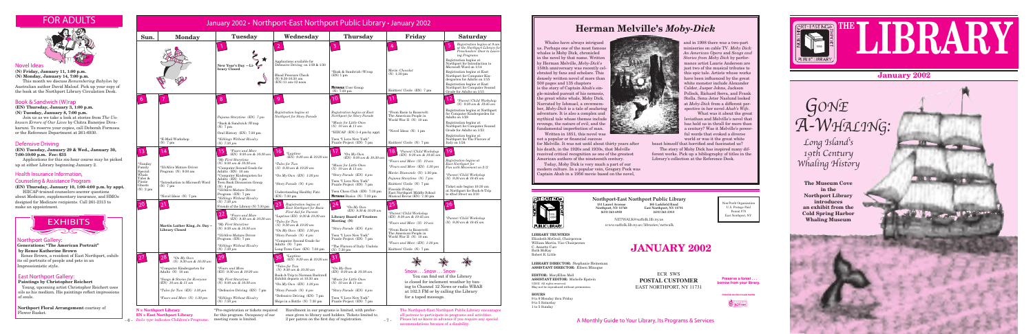# FOR ADULTS

## Novel Ideas

**(N) Friday, January 11, 1:00 p.m.**
**(N) Monday, January 14, 7:00 p.m.**

This month we discuss *Remembering Babylon* by Australian author David Malouf. Pick up your copy of the book at the Northport Library Circulation Desk.

## Book & Sandwich (W)rap

**(EN) Thursday, January 3, 1:00 p.m.**
**(N) Tuesday, January 8, 7:00 p.m.**

Join us as we take a look at stories from *The Unknown Errors of Our Lives* by Chitra Banerjee Divakaruni. To reserve your copies, call Deborah Formosa or the Reference Department at 261-6930.

## Defensive Driving

**(EN) Tuesday, January 29 & Wed., January 30, 7:00-10:00 p.m. Fee: $35**

Applications for this six-hour course may be picked up at either Library beginning January 2.

## Health Insurance Information, Counseling & Assistance Program

**(EN) Thursday, January 10, 1:00-4:00 p.m. by appt.**

HIICAP-trained counselors answer questions about Medicare, supplementary insurance, and HMOs designed for Medicare recipients. Call 261-2313 to make an appointment.

# EXHIBITS

## Northport Gallery:

**Generations: "The American Portrait" by Renee Katherine Brown**

Renee Brown, a resident of East Northport, exhibits oil portraits of people and pets in an Impressionistic style.

## East Northport Gallery:

**Paintings by Christopher Reichert**

Young, upcoming artist Christopher Reichert uses oils as his medium. His paintings reflect impressions of souls.

**Northport Floral Arrangement** courtesy of Flower Basket.

# January 2002 • Northport-East Northport Public Library • January 2002

| Sun. | Monday | Tuesday | Wednesday | Thursday | Friday | Saturday |
|---|---|---|---|---|---|---|
| | | **1** New Year's Day —Library Closed | **2** Applications available for Defensive Driving on 1/29 & 1/30; Blood Pressure Check (N) 9:30-10:30 am (EN) 11 am-12 noon | **3** *Book & Sandwich (W)rap (EN) 1 pm; Metrowax User Group (N) 7:30 pm | **4** *Movie: Chocolat* (N) 1:30 pm; Knitters' Circle (N) 7 pm | **5** *Registration begins at 9 am at the Northport Library for Preschoolers' Door to Learning Programs*; Registration begins at Northport for Introduction to Microsoft Word on 1/14; Registration begins at East Northport for Computer Kindergarten for Adults on 1/15; Registration begins at East Northport for Computer Second Grade for Adults on 1/15 |
| **6** | **7** *E-Mail Workshop (N) 7 pm | **8** *Pajama Storytime (EN) 7 pm*; *Book & Sandwich (W)rap (N) 7 pm; Oral History (EN) 7:30 pm; *Siblings Without Rivalry (N) 7:30 pm | **9** *Registration begins at Northport for Story Parade* | **10** *Registration begins at East Northport for Story Parade*; **Music for Little Ones (N) 10 am & 11 am*; *HIICAP (EN) 1-4 pm by appt.; Teen "I Love New York" Puzzle Project (EN) 7 pm | **11** *From Basie to Roosevelt: The American People in World War II (N) 10 am; *Novel Ideas (N) 1 pm; Knitters' Circle (N) 7 pm | **12** **Parent/Child Workshop (N) 9:30 am & 10:45 am*; Registration begins at Northport for Computer Kindergarten for Adults on 1/28; Registration begins at Northport for Computer Second Grade for Adults on 1/22; Registration begins at Northport for The Flowers of Italy on 1/24 |
| **13** *Sunday Family Special: Whale Tales & Pirate Ghosts (N) 2 pm | **14** *55/Alive Mature Driver Program (N) 9:30 am; *Introduction to Microsoft Word (N) 7 pm; *Novel Ideas (N) 7 pm | **15** **Fours and More (EN) 9:30 am & 10:30 am*; **My First Storytime (N) 9:30 am & 10:30 am*; *Computer Second Grade for Adults (EN) 10 am; *Computer Kindergarten for Adults (EN) 1 pm; Teen Book Discussion Group (N) 4 pm; *55/Alive Mature Driver Program (EN) 7 pm; *Siblings Without Rivalry (N) 7:30 pm; Friends of the Library (N) 7:30 pm | **16** **Laptime (EN) 9:30 am & 10:30 am*; **Tales for Two (N) 9:30 am & 10:30 am*; **On My Own (EN) 1:30 pm*; **Story Parade (N) 4 pm*; Understanding Healthy Fats (EN) 7:30 pm | **17** **On My Own (EN) 9:30 am & 10:30 am*; **Music for Little Ones (N) 10 am & 11 am*; **Story Parade (EN) 4 pm*; Teen "I Love New York" Puzzle Project (EN) 7 pm; Teen Chess Club (EN) 7:30 pm; Metrowax Basics (N) 7:30 pm | **18** **Parent/Child Workshops (EN) 9:30 am & 10:45 am*; **Fours and More (N) 10 am*; **Fours and More (EN) 1:30 pm*; *Movie: Diamonds* (N) 1:30 pm; *Pajama Storytime (N) 7 pm*; Knitters' Circle (N) 7 pm; *Fireside Friday: East Northport Middle School Musical Revue (EN) 7:30 pm* | **19** *Registration begins at East Northport for Fun with Movement on 2/2*; **Parent/Child Workshop (N) 9:30 am & 10:45 am*; Ticket sale begins 10:30 am at Northport for Book-A-Trip to Ethel Merri on 3/10 |
| **20** | **21** Martin Luther King, Jr. Day —Library Closed | **22** **Fours and More (EN) 9:30 am & 10:30 am*; **My First Storytime (N) 9:30 am & 10:30 am*; *55/Alive Mature Driver Program (EN) 7 pm; *Siblings Without Rivalry (N) 7:30 pm | **23** *Registration begins at East Northport for Basic First Aid for Parents*; **Laptime (EN) 9:30 am & 10:30 am*; **Tales for Two (N) 9:30 am & 10:30 am*; **On My Own (EN) 1:30 pm*; **Story Parade (N) 4 pm*; *Computer Second Grade for Adults (N) 1 pm; Long-Term Care (EN) 7:30 pm | **24** **On My Own (EN) 9:30 am & 10:30 am*; **Library Board of Trustees Meeting (N)**; **Story Parade (EN) 4 pm*; Teen "I Love New York" Puzzle Project (EN) 7 pm; *The Flowers of Italy: Umbria (N) 7:30 pm | **25** **Parent/Child Workshop (EN) 9:30 am & 10:45 am*; **Fours and More (N) 10 am*; *From Basie to Roosevelt: The American People in World War II (N) 10 am; **Fours and More (EN) 1:30 pm*; Knitters' Circle (N) 7 pm | **26** **Parent/Child Workshop (N) 9:30 am & 10:45 am* |
| **27** | **28** **On My Own (N) 9:30 am & 10:30 am*; *Computer Kindergarten for Adults (N) 10 am; **Songs & Stories for Everyone (EN) 10 am & 11 am*; **Tales for Two (EN) 1:30 pm*; **Fours and More (N) 1:30 pm* | **29** **Fours and More (EN) 9:30 am & 10:30 am*; **My First Storytime (N) 9:30 am & 10:30 am*; *Defensive Driving (EN) 7 pm; *Siblings Without Rivalry (N) 7:30 pm | **30** **Laptime (N) 9:30 am & 10:30 am*; **Tales for Two (N) 9:30 am & 10:30 am*; Book-A-Trip to Norman Rockwell Exhibit departs at 10:30 am; **On My Own (EN) 1:30 pm*; **Story Parade (N) 4 pm*; *Defensive Driving (EN) 7 pm; Ships in a Bottle (N) 7:30 pm | **31** **On My Own (EN) 9:30 am & 10:30 am*; **Music for Little Ones (N) 10 am & 11 am*; **Story Parade (EN) 4 pm*; Teen "I Love New York" Puzzle Project (EN) 7 pm | | |

**N = Northport Library**
**EN = East Northport Library**
*Italic type* indicates Children's Programs.

*Pre-registration or tickets required for this program. Occupancy of our meeting room is limited.

Enrollment in our programs is limited, with preference given to library card holders. Tickets limited to 2 per patron on the first day of registration.

The Northport-East Northport Public Library encourages all patrons to participate in programs and activities. Please let us know in advance if you require any special accommodations because of a disability.

# Herman Melville's *Moby-Dick*

Whales have always intrigued us. Perhaps one of the most famous whales is Moby Dick, chronicled in the novel by that name. Written by Herman Melville, *Moby-Dick*'s 150th anniversary was recently celebrated by fans and scholars. This densely written novel of more than 500 pages and 135 chapters is the story of Captain Ahab's single-minded pursuit of his nemesis, the great white whale, Moby Dick. Narrated by Ishmael, a crewmember, *Moby-Dick* is a tale of seafaring adventure. It is also a complex and mythical tale whose themes include revenge, the nature of evil, and the fundamental imperfection of man.

Written in 1851, this novel was not a popular or financial success for Melville. It was not until about thirty years after his death, in the 1920s and 1930s, that Melville received critical recognition as one of the greatest American authors of the nineteenth century.

Today, Moby Dick is very much a part of our modern culture. In a popular vein, Gregory Peck was Captain Ahab in a 1956 movie based on the novel, and in 1998 there was a two-part mini-series on cable TV. *Moby Dick: An American Opera* and *Songs and Stories from Moby Dick* by performance artist Laurie Anderson are just two of the musical tributes to this epic tale. Artists whose works have been influenced by the great white monster include Alexander Calder, Jasper Johns, Jackson Pollock, Richard Serra, and Frank Stella. Sena Jeter Naslund looked at *Moby-Dick* from a different perspective in her novel *Ahab's Wife*.

What was it about the great leviathan and Melville's novel that has held us in thrall for more than a century? Was it Melville's powerful words that evoked a diverse world or was it the great white beast himself that horrified and fascinated us?

The story of Moby Dick has inspired many different works. Pick up a bibliography of titles in the Library's collection at the Reference Desk.

**Northport-East Northport Public Library**

151 Laurel Avenue, Northport, NY 11768, (631) 261-6930
185 Larkfield Road, East Northport, NY 11731, (631) 261-2313

NETWALK@suffolk.lib.ny.us
www.suffolk.lib.ny.us/libraries/netwalk

**LIBRARY TRUSTEES**
Elizabeth McGrail, Chairperson
William Martin, Vice Chairperson
C. Annette Carr
Ruth McKay
Robert E. Little

**LIBRARY DIRECTOR:** Stephanie Heineman
**ASSISTANT DIRECTOR:** Eileen Minogue

**EDITOR:** MaryEllen Mall
**ASSISTANT EDITOR:** Michelle Epstein
©2002. All rights reserved.
May not be reproduced without permission.

**HOURS**
9 to 9 Monday thru Friday
9 to 5 Saturday
1 to 5 Sunday

Non-Profit Organization
U.S. Postage Paid
Permit #78
East Northport, NY

# JANUARY 2002

**Snow . . . Snow . . . Snow**

You can find out if the Library is closed for inclement weather by tuning to Channel 12 News or radio WBAB at 102.3 FM or by calling the Library for a taped message.

ECR SWS
**POSTAL CUSTOMER**
EAST NORTHPORT, NY 11731

**Preserve a forest . . . borrow from your library.**

PRINTED ON RECYCLED PAPER

A Monthly Guide to Your Library, Its Programs & Services

# THE LIBRARY

**January 2002**

# *Gone A-Whaling:*

## *Long Island's 19th Century Whaling History*

**The Museum Cove in the Northport Library introduces an exhibit from the Cold Spring Harbor Whaling Museum**